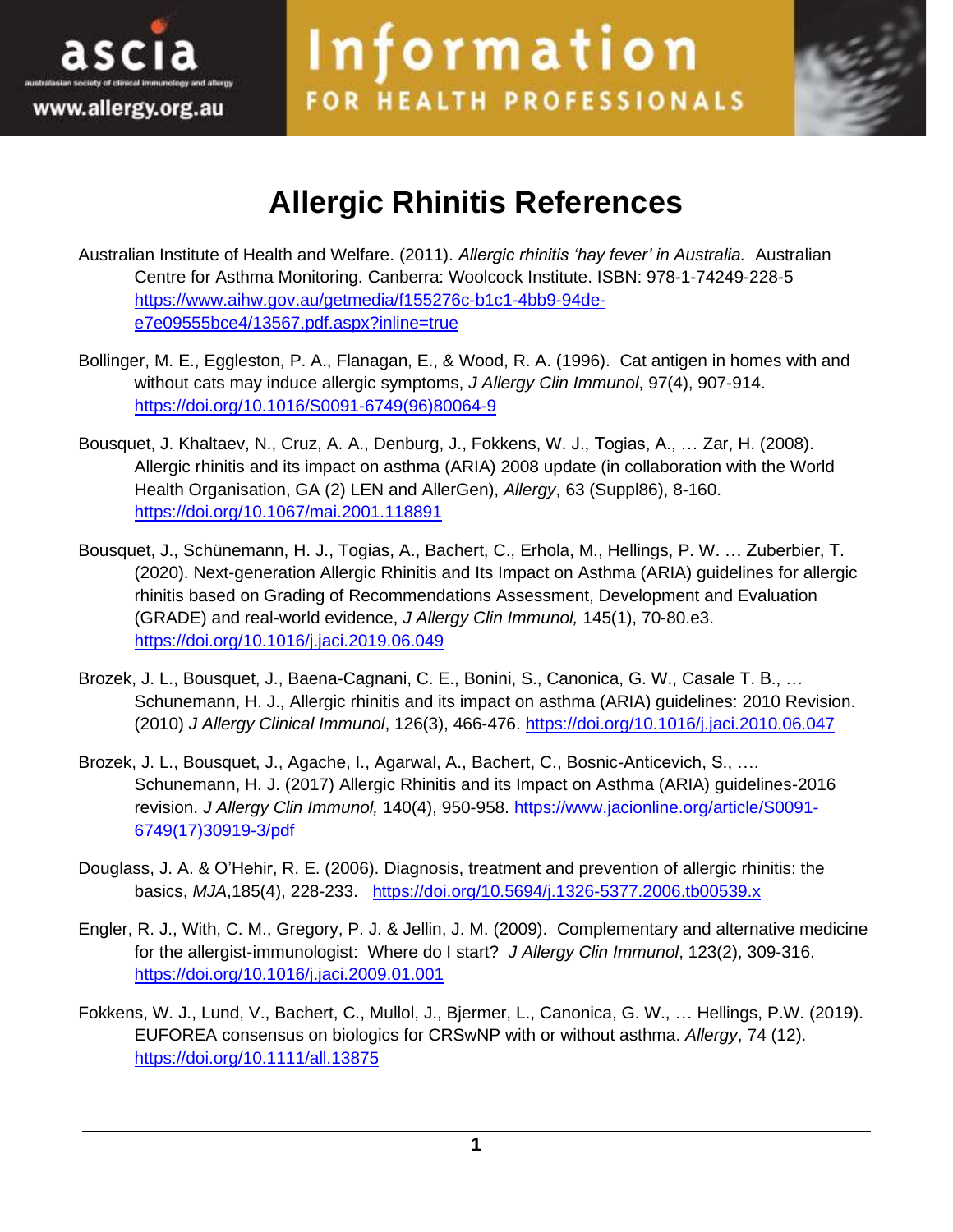# Allergic Rhinitis References

Australian Institute of Health and Welfare. (2011). *Allergic rhinitis 'hay fever' in Australia.* Australian Centre for Asthma Monitoring. Canberra: Woolcock Institute. ISBN: 978-1-74249-228-5 https://www.aihw.gov.au/getmedia/f155276c-b1c1-4bb9-94de-e7e09555bce4/13567.pdf.aspx?inline=true

Bollinger, M. E., Eggleston, P. A., Flanagan, E., & Wood, R. A. (1996). Cat antigen in homes with and without cats may induce allergic symptoms, *J Allergy Clin Immunol*, 97(4), 907-914. https://doi.org/10.1016/S0091-6749(96)80064-9

Bousquet, J. Khaltaev, N., Cruz, A. A., Denburg, J., Fokkens, W. J., Togias, A., … Zar, H. (2008). Allergic rhinitis and its impact on asthma (ARIA) 2008 update (in collaboration with the World Health Organisation, GA (2) LEN and AllerGen), *Allergy*, 63 (Suppl86), 8-160. https://doi.org/10.1067/mai.2001.118891

Bousquet, J., Schünemann, H. J., Togias, A., Bachert, C., Erhola, M., Hellings, P. W. … Zuberbier, T. (2020). Next-generation Allergic Rhinitis and Its Impact on Asthma (ARIA) guidelines for allergic rhinitis based on Grading of Recommendations Assessment, Development and Evaluation (GRADE) and real-world evidence, *J Allergy Clin Immunol,* 145(1), 70-80.e3. https://doi.org/10.1016/j.jaci.2019.06.049

Brozek, J. L., Bousquet, J., Baena-Cagnani, C. E., Bonini, S., Canonica, G. W., Casale T. B., … Schunemann, H. J., Allergic rhinitis and its impact on asthma (ARIA) guidelines: 2010 Revision. (2010) *J Allergy Clinical Immunol*, 126(3), 466-476. https://doi.org/10.1016/j.jaci.2010.06.047

Brozek, J. L., Bousquet, J., Agache, I., Agarwal, A., Bachert, C., Bosnic-Anticevich, S., …. Schunemann, H. J. (2017) Allergic Rhinitis and its Impact on Asthma (ARIA) guidelines-2016 revision. *J Allergy Clin Immunol,* 140(4), 950-958. https://www.jacionline.org/article/S0091-6749(17)30919-3/pdf

Douglass, J. A. & O'Hehir, R. E. (2006). Diagnosis, treatment and prevention of allergic rhinitis: the basics, *MJA*,185(4), 228-233. https://doi.org/10.5694/j.1326-5377.2006.tb00539.x

Engler, R. J., With, C. M., Gregory, P. J. & Jellin, J. M. (2009). Complementary and alternative medicine for the allergist-immunologist: Where do I start? *J Allergy Clin Immunol*, 123(2), 309-316. https://doi.org/10.1016/j.jaci.2009.01.001

Fokkens, W. J., Lund, V., Bachert, C., Mullol, J., Bjermer, L., Canonica, G. W., … Hellings, P.W. (2019). EUFOREA consensus on biologics for CRSwNP with or without asthma. *Allergy*, 74 (12). https://doi.org/10.1111/all.13875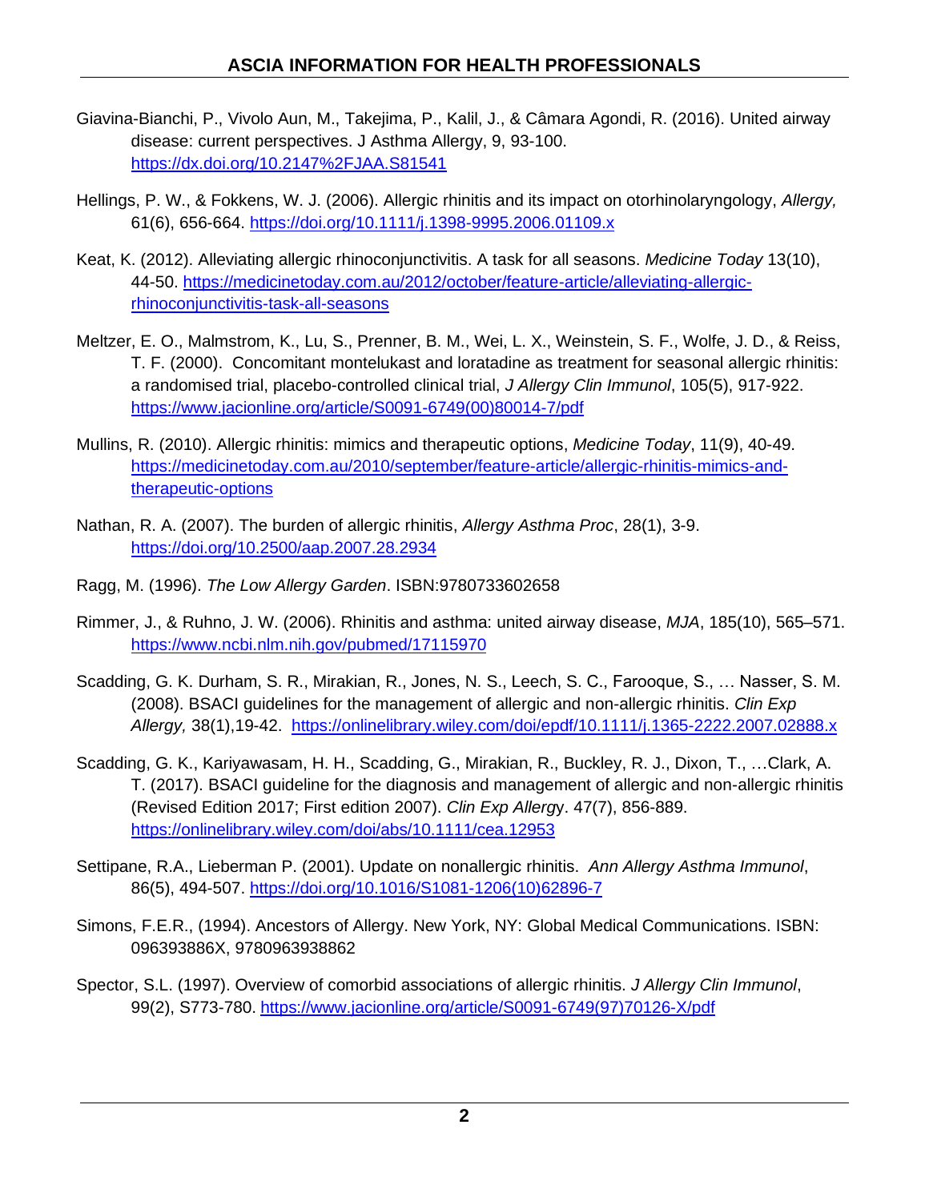Giavina-Bianchi, P., Vivolo Aun, M., Takejima, P., Kalil, J., & Câmara Agondi, R. (2016). United airway disease: current perspectives. J Asthma Allergy, 9, 93-100. https://dx.doi.org/10.2147%2FJAA.S81541

Hellings, P. W., & Fokkens, W. J. (2006). Allergic rhinitis and its impact on otorhinolaryngology, *Allergy,* 61(6), 656-664. https://doi.org/10.1111/j.1398-9995.2006.01109.x

Keat, K. (2012). Alleviating allergic rhinoconjunctivitis. A task for all seasons. *Medicine Today* 13(10), 44-50. https://medicinetoday.com.au/2012/october/feature-article/alleviating-allergic-rhinoconjunctivitis-task-all-seasons

Meltzer, E. O., Malmstrom, K., Lu, S., Prenner, B. M., Wei, L. X., Weinstein, S. F., Wolfe, J. D., & Reiss, T. F. (2000). Concomitant montelukast and loratadine as treatment for seasonal allergic rhinitis: a randomised trial, placebo-controlled clinical trial, *J Allergy Clin Immunol*, 105(5), 917-922. https://www.jacionline.org/article/S0091-6749(00)80014-7/pdf

Mullins, R. (2010). Allergic rhinitis: mimics and therapeutic options, *Medicine Today*, 11(9), 40-49. https://medicinetoday.com.au/2010/september/feature-article/allergic-rhinitis-mimics-and-therapeutic-options

Nathan, R. A. (2007). The burden of allergic rhinitis, *Allergy Asthma Proc*, 28(1), 3-9. https://doi.org/10.2500/aap.2007.28.2934

Ragg, M. (1996). *The Low Allergy Garden*. ISBN:9780733602658

Rimmer, J., & Ruhno, J. W. (2006). Rhinitis and asthma: united airway disease, *MJA*, 185(10), 565–571. https://www.ncbi.nlm.nih.gov/pubmed/17115970

Scadding, G. K. Durham, S. R., Mirakian, R., Jones, N. S., Leech, S. C., Farooque, S., … Nasser, S. M. (2008). BSACI guidelines for the management of allergic and non-allergic rhinitis. *Clin Exp Allergy,* 38(1),19-42. https://onlinelibrary.wiley.com/doi/epdf/10.1111/j.1365-2222.2007.02888.x

Scadding, G. K., Kariyawasam, H. H., Scadding, G., Mirakian, R., Buckley, R. J., Dixon, T., …Clark, A. T. (2017). BSACI guideline for the diagnosis and management of allergic and non-allergic rhinitis (Revised Edition 2017; First edition 2007). *Clin Exp Allerg*y. 47(7), 856-889. https://onlinelibrary.wiley.com/doi/abs/10.1111/cea.12953

Settipane, R.A., Lieberman P. (2001). Update on nonallergic rhinitis. *Ann Allergy Asthma Immunol*, 86(5), 494-507. https://doi.org/10.1016/S1081-1206(10)62896-7

Simons, F.E.R., (1994). Ancestors of Allergy. New York, NY: Global Medical Communications. ISBN: 096393886X, 9780963938862

Spector, S.L. (1997). Overview of comorbid associations of allergic rhinitis. *J Allergy Clin Immunol*, 99(2), S773-780. https://www.jacionline.org/article/S0091-6749(97)70126-X/pdf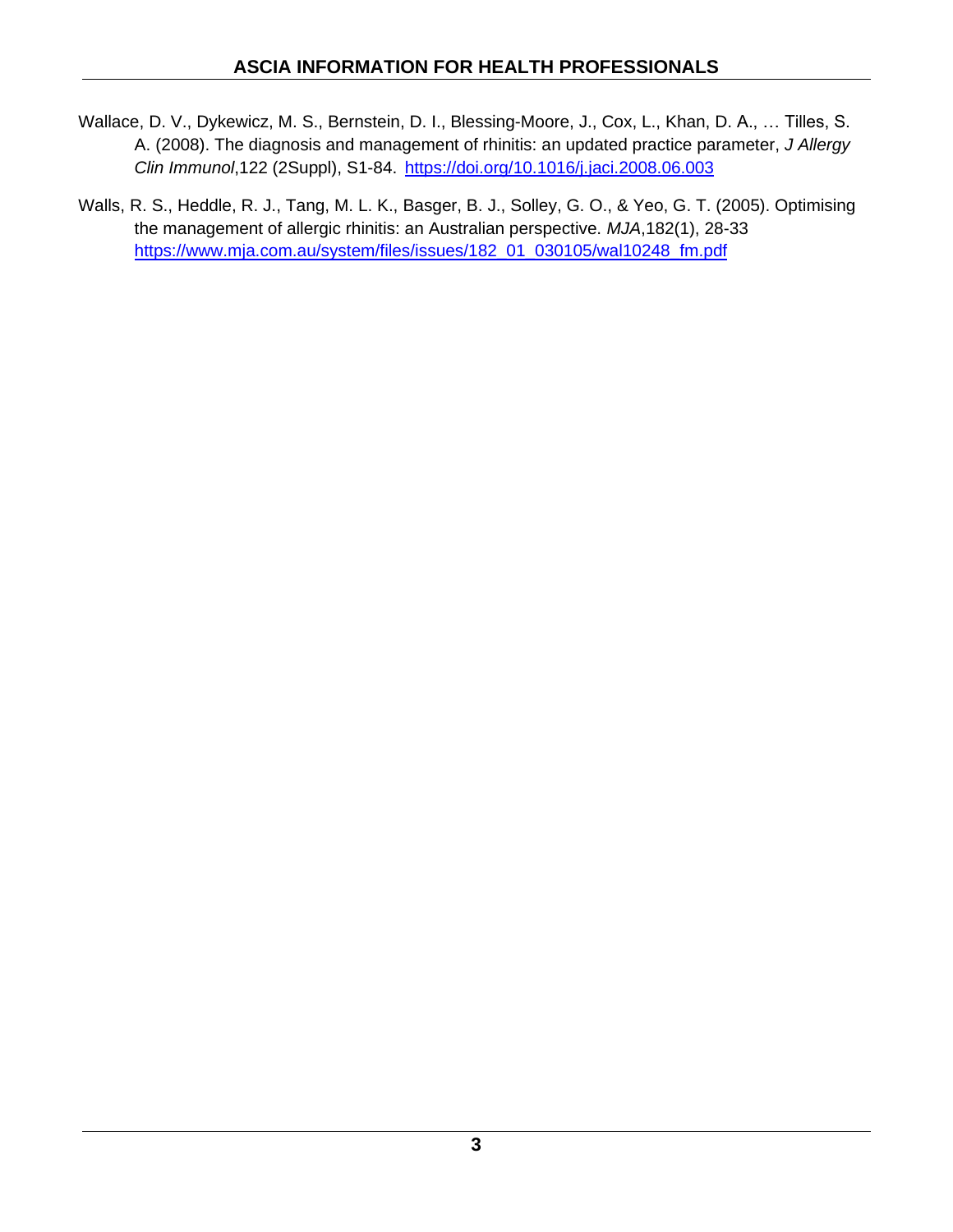Wallace, D. V., Dykewicz, M. S., Bernstein, D. I., Blessing-Moore, J., Cox, L., Khan, D. A., … Tilles, S. A. (2008). The diagnosis and management of rhinitis: an updated practice parameter, *J Allergy Clin Immunol*,122 (2Suppl), S1-84. https://doi.org/10.1016/j.jaci.2008.06.003

Walls, R. S., Heddle, R. J., Tang, M. L. K., Basger, B. J., Solley, G. O., & Yeo, G. T. (2005). Optimising the management of allergic rhinitis: an Australian perspective. *MJA*,182(1), 28-33 https://www.mja.com.au/system/files/issues/182_01_030105/wal10248_fm.pdf